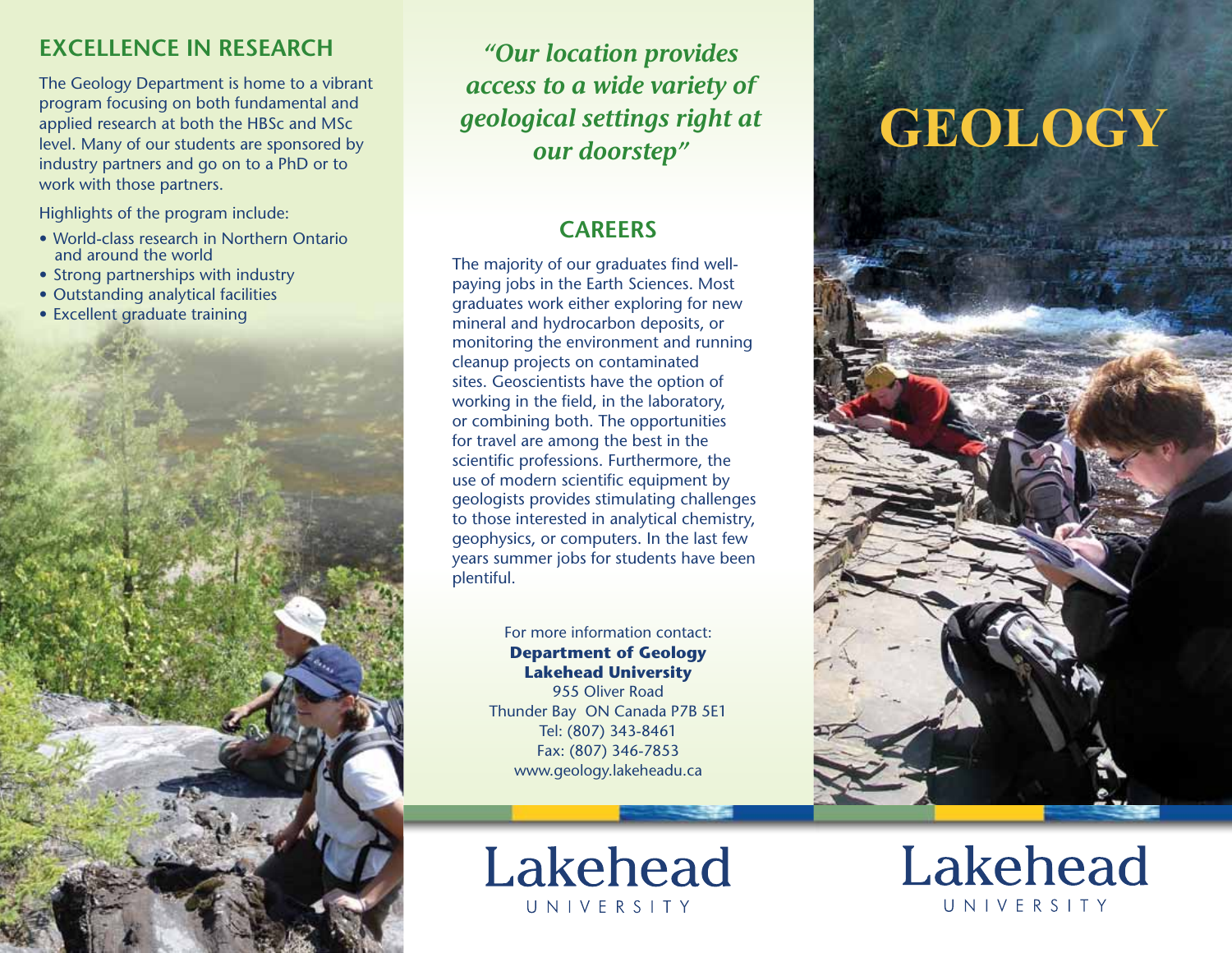## EXCELLENCE IN RESEARCH

The Geology Department is home to a vibrant program focusing on both fundamental and applied research at both the HBSc and MSc level. Many of our students are sponsored by industry partners and go on to a PhD or to work with those partners.

Highlights of the program include:

- World-class research in Northern Ontario and around the world
- Strong partnerships with industry
- Outstanding analytical facilities
- Excellent graduate training

*"Our location provides access to a wide variety of geological settings right at our doorstep"*

## CAREERS

The majority of our graduates find well-paying jobs in the Earth Sciences. Most graduates work either exploring for new mineral and hydrocarbon deposits, or monitoring the environment and running cleanup projects on contaminated sites. Geoscientists have the option of working in the field, in the laboratory, or combining both. The opportunities for travel are among the best in the scientific professions. Furthermore, the use of modern scientific equipment by geologists provides stimulating challenges to those interested in analytical chemistry, geophysics, or computers. In the last few years summer jobs for students have been plentiful.

For more information contact:
**Department of Geology**
**Lakehead University**
955 Oliver Road
Thunder Bay ON Canada P7B 5E1
Tel: (807) 343-8461
Fax: (807) 346-7853
www.geology.lakeheadu.ca

Lakehead UNIVERSITY

# GEOLOGY

Lakehead UNIVERSITY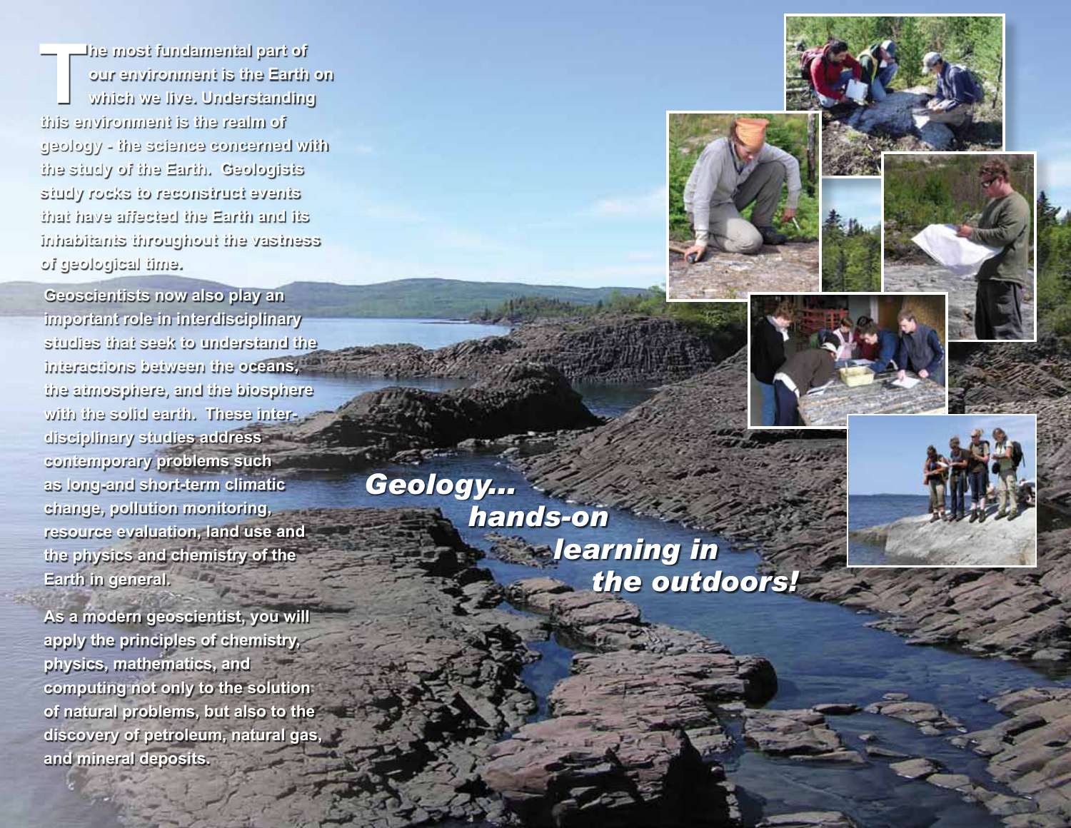The most fundamental part of our environment is the Earth on which we live. Understanding this environment is the realm of geology - the science concerned with the study of the Earth. Geologists study rocks to reconstruct events that have affected the Earth and its inhabitants throughout the vastness of geological time.

Geoscientists now also play an important role in interdisciplinary studies that seek to understand the interactions between the oceans, the atmosphere, and the biosphere with the solid earth. These inter-disciplinary studies address contemporary problems such as long-and short-term climatic change, pollution monitoring, resource evaluation, land use and the physics and chemistry of the Earth in general.

As a modern geoscientist, you will apply the principles of chemistry, physics, mathematics, and computing not only to the solution of natural problems, but also to the discovery of petroleum, natural gas, and mineral deposits.

## *Geology... hands-on learning in the outdoors!*